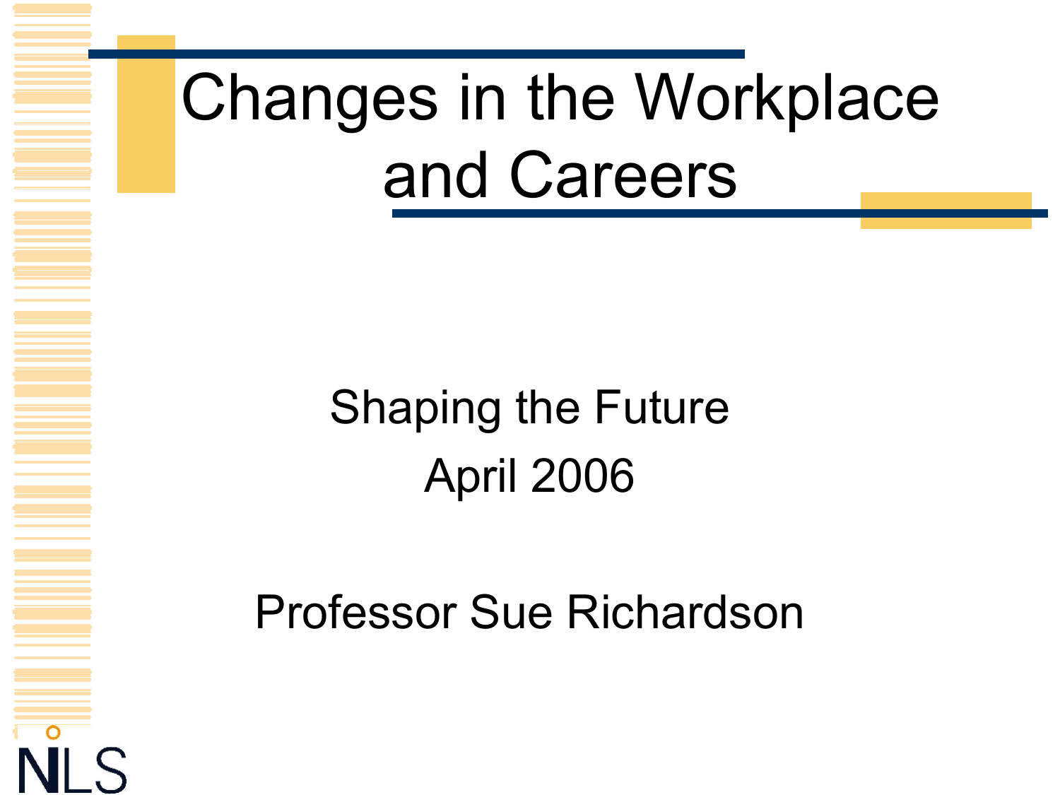# Changes in the Workplace and Careers

Shaping the Future

April 2006

Professor Sue Richardson

NLS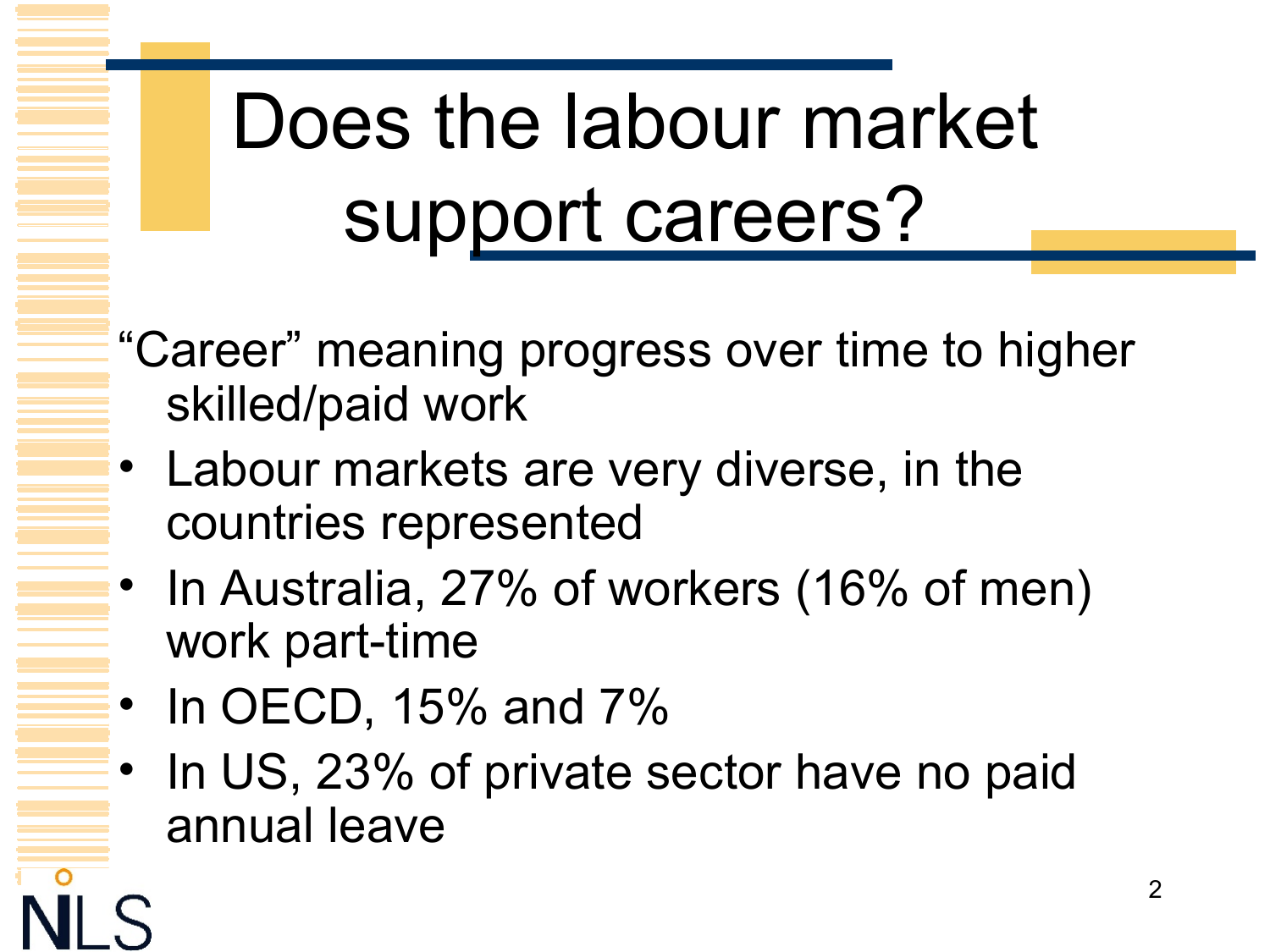# Does the labour market support careers?

"Career" meaning progress over time to higher skilled/paid work

- Labour markets are very diverse, in the countries represented
- In Australia, 27% of workers (16% of men) work part-time
- In OECD, 15% and 7%
- In US, 23% of private sector have no paid annual leave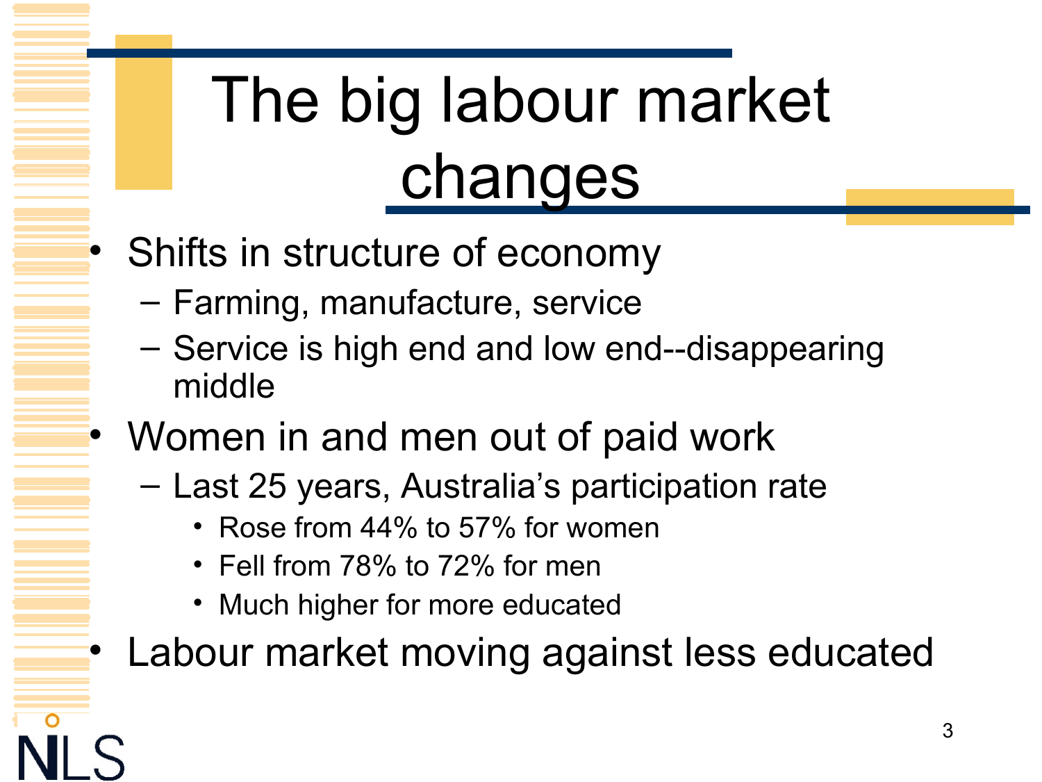# The big labour market changes

- Shifts in structure of economy
  - Farming, manufacture, service
  - Service is high end and low end--disappearing middle
- Women in and men out of paid work
  - Last 25 years, Australia's participation rate
    - Rose from 44% to 57% for women
    - Fell from 78% to 72% for men
    - Much higher for more educated
- Labour market moving against less educated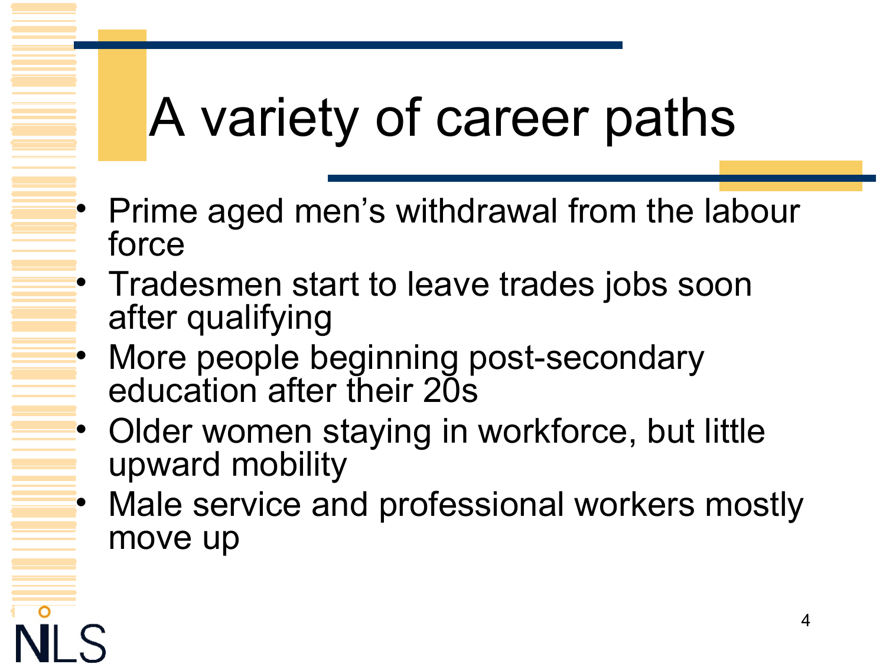# A variety of career paths

- Prime aged men's withdrawal from the labour force
- Tradesmen start to leave trades jobs soon after qualifying
- More people beginning post-secondary education after their 20s
- Older women staying in workforce, but little upward mobility
- Male service and professional workers mostly move up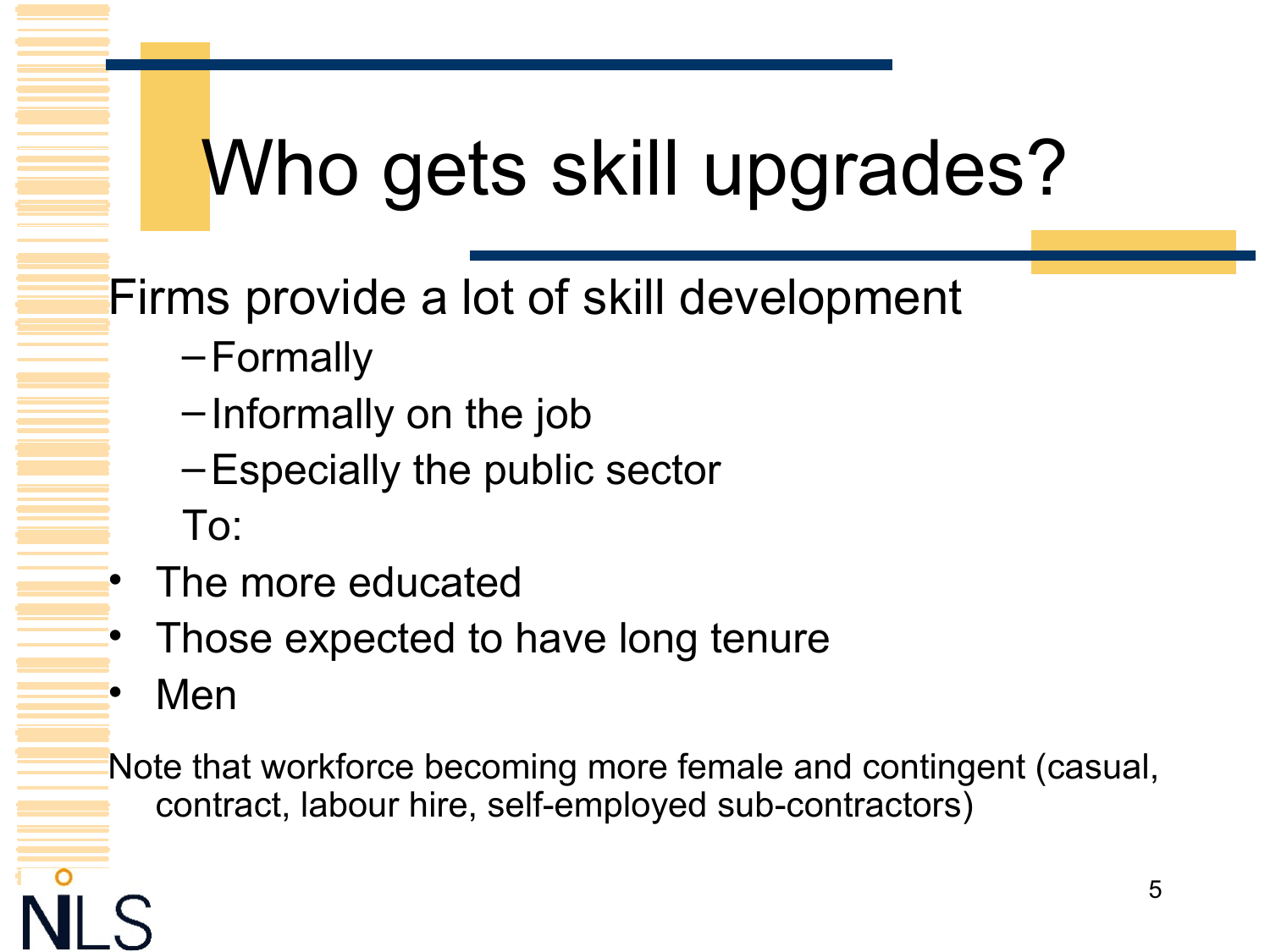# Who gets skill upgrades?

Firms provide a lot of skill development

- Formally
- Informally on the job
- Especially the public sector

To:

- The more educated
- Those expected to have long tenure
- Men

Note that workforce becoming more female and contingent (casual, contract, labour hire, self-employed sub-contractors)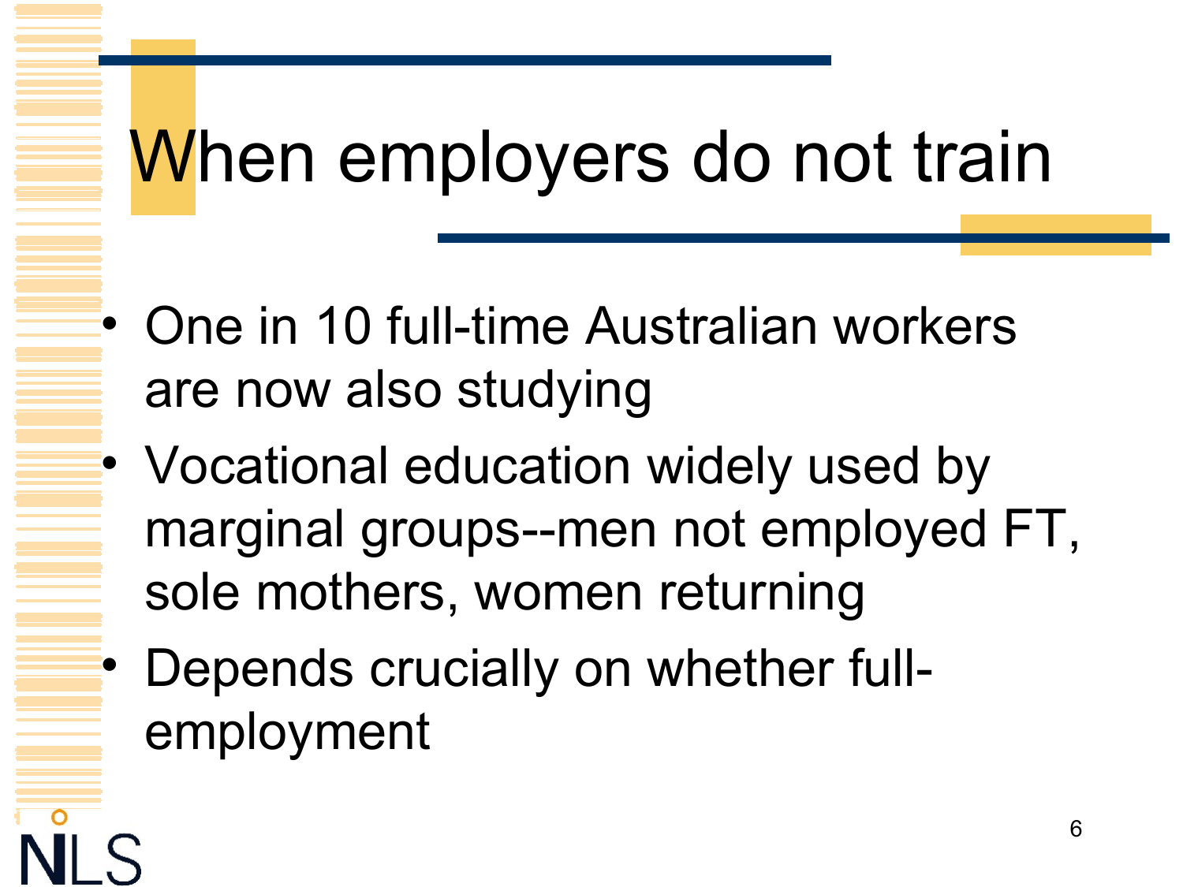# When employers do not train

- One in 10 full-time Australian workers are now also studying
- Vocational education widely used by marginal groups--men not employed FT, sole mothers, women returning
- Depends crucially on whether full-employment